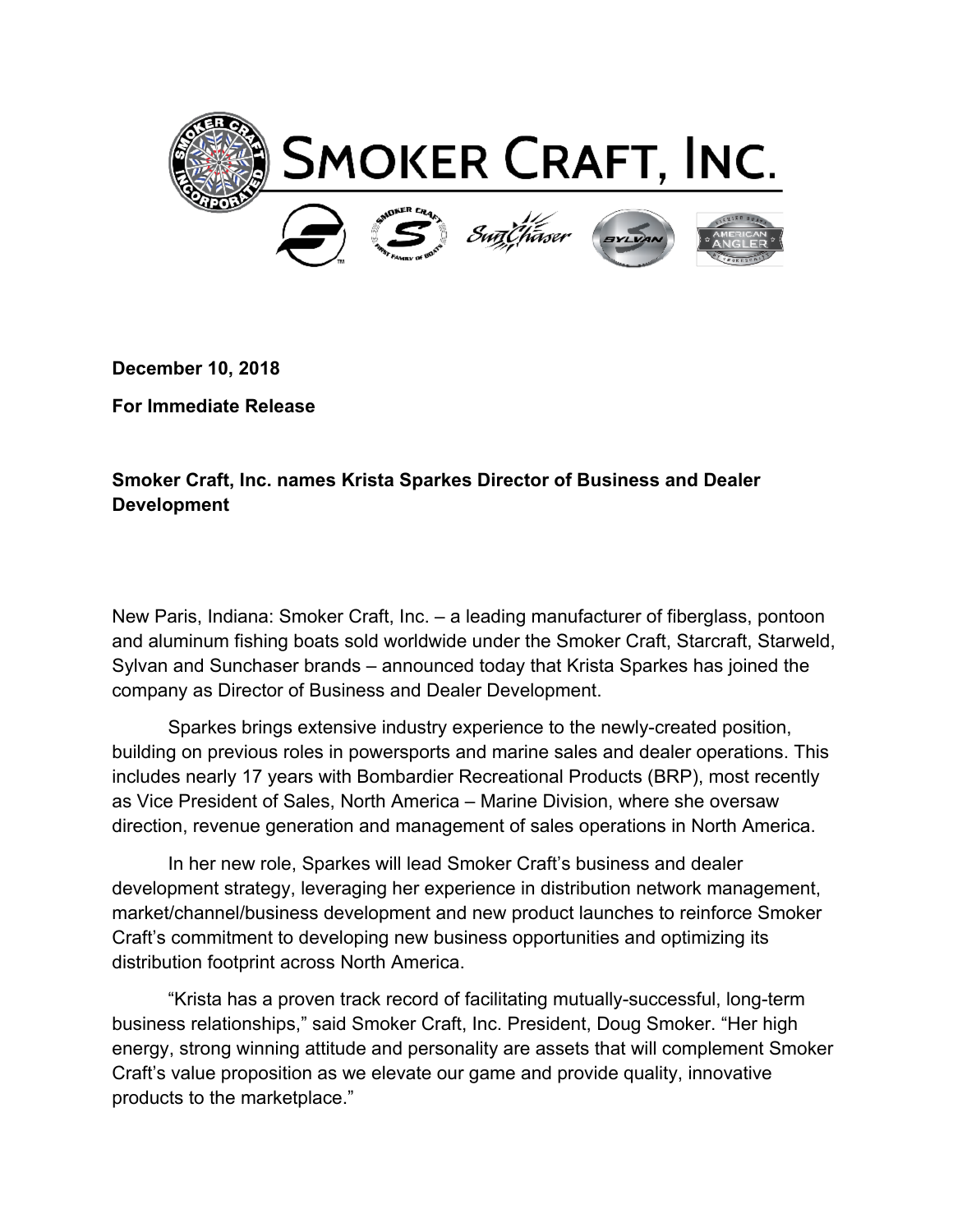# Smoker Craft, Inc.

**December 10, 2018**

**For Immediate Release**

**Smoker Craft, Inc. names Krista Sparkes Director of Business and Dealer Development**

New Paris, Indiana: Smoker Craft, Inc. – a leading manufacturer of fiberglass, pontoon and aluminum fishing boats sold worldwide under the Smoker Craft, Starcraft, Starweld, Sylvan and Sunchaser brands – announced today that Krista Sparkes has joined the company as Director of Business and Dealer Development.

Sparkes brings extensive industry experience to the newly-created position, building on previous roles in powersports and marine sales and dealer operations. This includes nearly 17 years with Bombardier Recreational Products (BRP), most recently as Vice President of Sales, North America – Marine Division, where she oversaw direction, revenue generation and management of sales operations in North America.

In her new role, Sparkes will lead Smoker Craft's business and dealer development strategy, leveraging her experience in distribution network management, market/channel/business development and new product launches to reinforce Smoker Craft's commitment to developing new business opportunities and optimizing its distribution footprint across North America.

"Krista has a proven track record of facilitating mutually-successful, long-term business relationships," said Smoker Craft, Inc. President, Doug Smoker. "Her high energy, strong winning attitude and personality are assets that will complement Smoker Craft's value proposition as we elevate our game and provide quality, innovative products to the marketplace."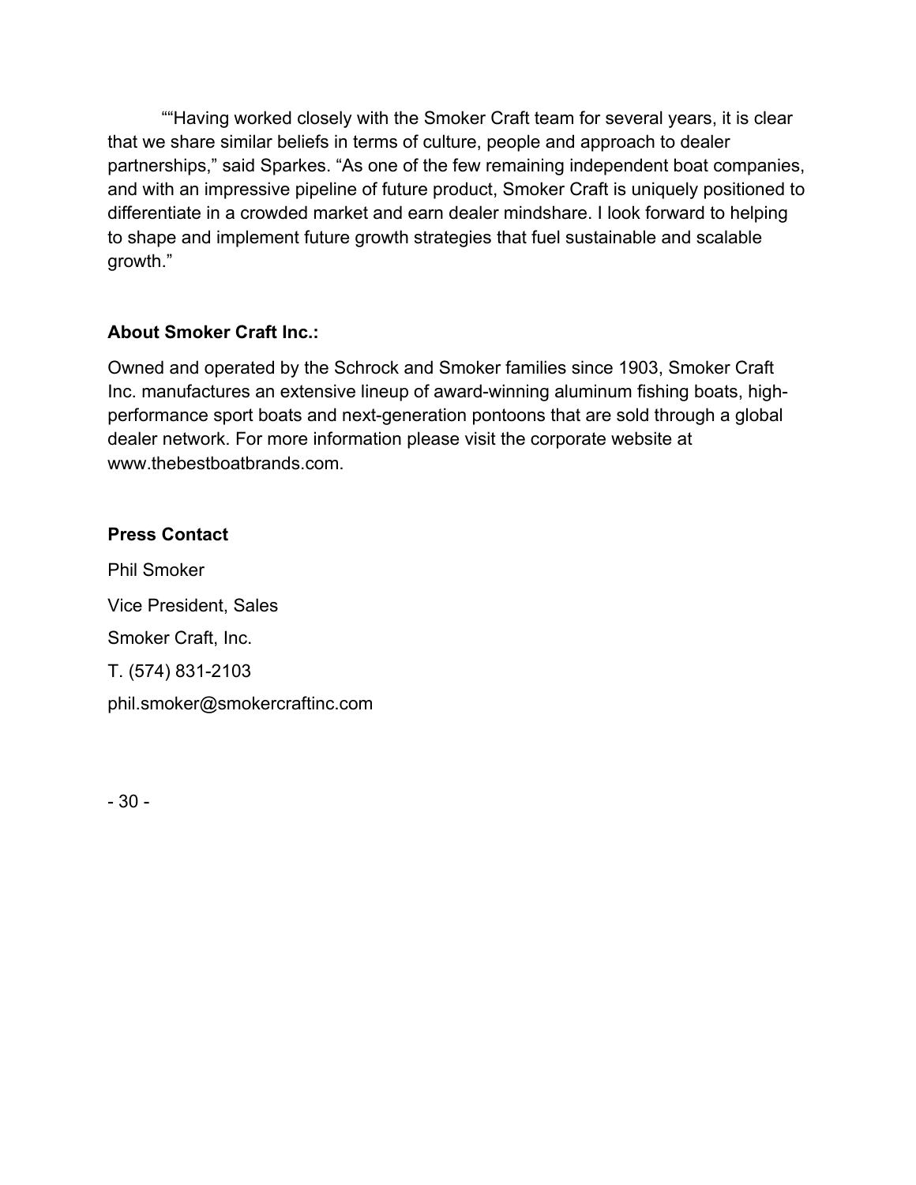""Having worked closely with the Smoker Craft team for several years, it is clear that we share similar beliefs in terms of culture, people and approach to dealer partnerships," said Sparkes. "As one of the few remaining independent boat companies, and with an impressive pipeline of future product, Smoker Craft is uniquely positioned to differentiate in a crowded market and earn dealer mindshare. I look forward to helping to shape and implement future growth strategies that fuel sustainable and scalable growth."

**About Smoker Craft Inc.:**

Owned and operated by the Schrock and Smoker families since 1903, Smoker Craft Inc. manufactures an extensive lineup of award-winning aluminum fishing boats, high-performance sport boats and next-generation pontoons that are sold through a global dealer network. For more information please visit the corporate website at www.thebestboatbrands.com.

**Press Contact**

Phil Smoker

Vice President, Sales

Smoker Craft, Inc.

T. (574) 831-2103

phil.smoker@smokercraftinc.com

\- 30 -